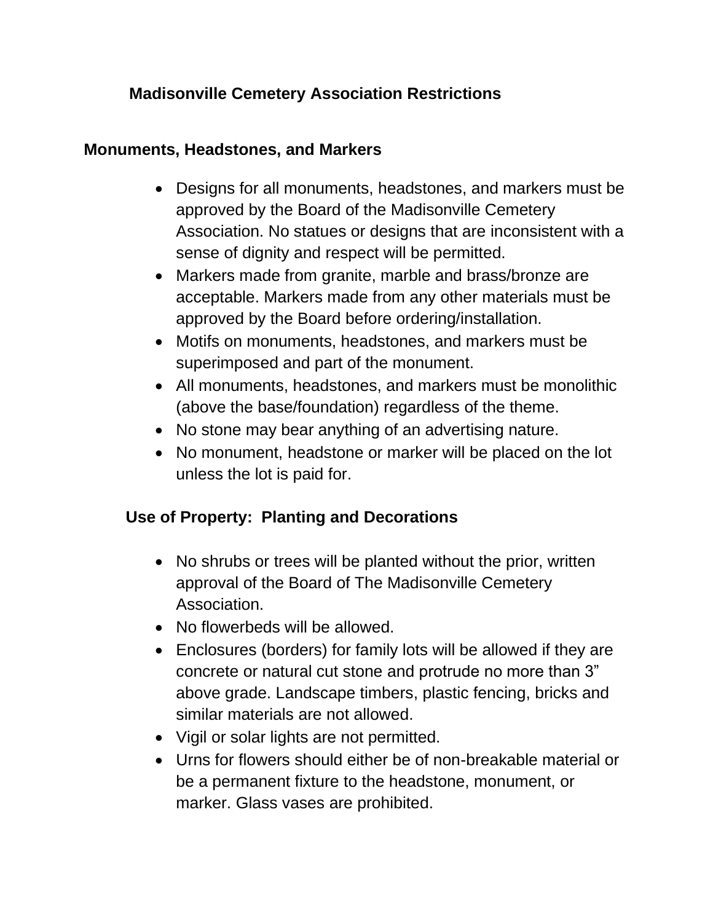# Madisonville Cemetery Association Restrictions

## Monuments, Headstones, and Markers

- Designs for all monuments, headstones, and markers must be approved by the Board of the Madisonville Cemetery Association. No statues or designs that are inconsistent with a sense of dignity and respect will be permitted.
- Markers made from granite, marble and brass/bronze are acceptable. Markers made from any other materials must be approved by the Board before ordering/installation.
- Motifs on monuments, headstones, and markers must be superimposed and part of the monument.
- All monuments, headstones, and markers must be monolithic (above the base/foundation) regardless of the theme.
- No stone may bear anything of an advertising nature.
- No monument, headstone or marker will be placed on the lot unless the lot is paid for.

## Use of Property: Planting and Decorations

- No shrubs or trees will be planted without the prior, written approval of the Board of The Madisonville Cemetery Association.
- No flowerbeds will be allowed.
- Enclosures (borders) for family lots will be allowed if they are concrete or natural cut stone and protrude no more than 3" above grade. Landscape timbers, plastic fencing, bricks and similar materials are not allowed.
- Vigil or solar lights are not permitted.
- Urns for flowers should either be of non-breakable material or be a permanent fixture to the headstone, monument, or marker. Glass vases are prohibited.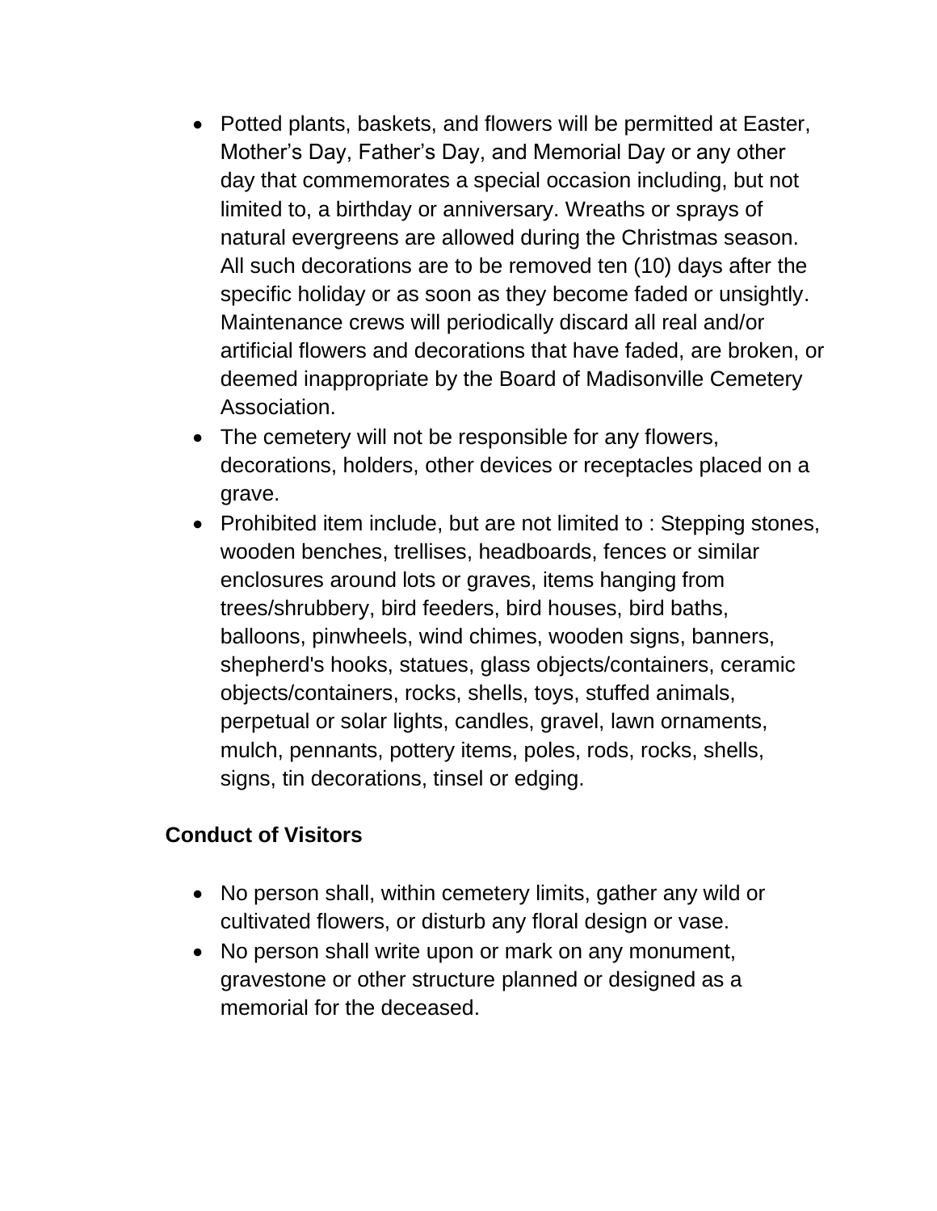- Potted plants, baskets, and flowers will be permitted at Easter, Mother's Day, Father's Day, and Memorial Day or any other day that commemorates a special occasion including, but not limited to, a birthday or anniversary. Wreaths or sprays of natural evergreens are allowed during the Christmas season. All such decorations are to be removed ten (10) days after the specific holiday or as soon as they become faded or unsightly. Maintenance crews will periodically discard all real and/or artificial flowers and decorations that have faded, are broken, or deemed inappropriate by the Board of Madisonville Cemetery Association.
- The cemetery will not be responsible for any flowers, decorations, holders, other devices or receptacles placed on a grave.
- Prohibited item include, but are not limited to : Stepping stones, wooden benches, trellises, headboards, fences or similar enclosures around lots or graves, items hanging from trees/shrubbery, bird feeders, bird houses, bird baths, balloons, pinwheels, wind chimes, wooden signs, banners, shepherd's hooks, statues, glass objects/containers, ceramic objects/containers, rocks, shells, toys, stuffed animals, perpetual or solar lights, candles, gravel, lawn ornaments, mulch, pennants, pottery items, poles, rods, rocks, shells, signs, tin decorations, tinsel or edging.

**Conduct of Visitors**

- No person shall, within cemetery limits, gather any wild or cultivated flowers, or disturb any floral design or vase.
- No person shall write upon or mark on any monument, gravestone or other structure planned or designed as a memorial for the deceased.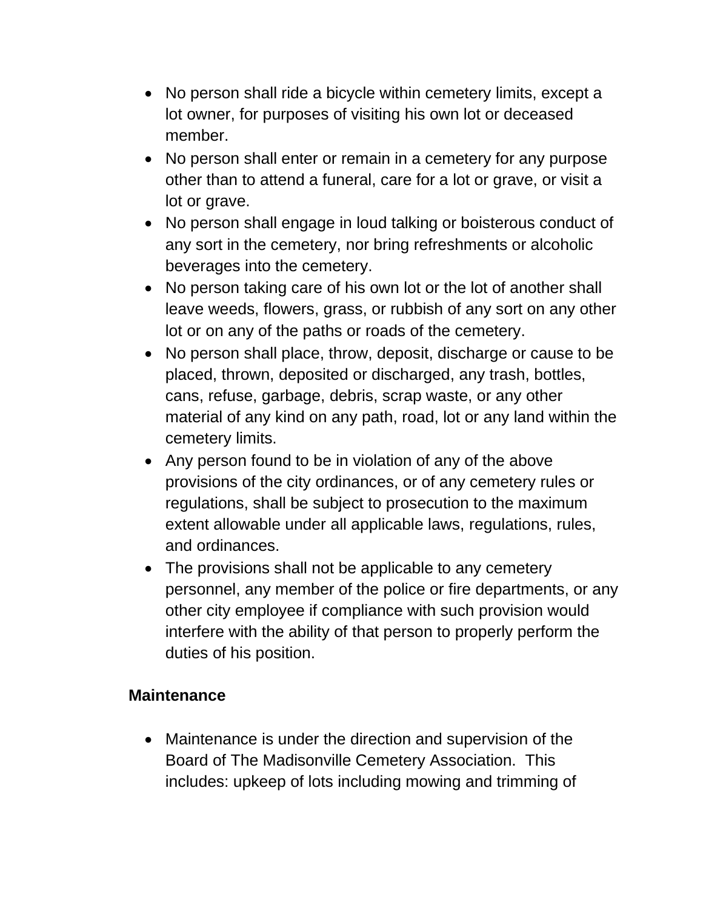- No person shall ride a bicycle within cemetery limits, except a lot owner, for purposes of visiting his own lot or deceased member.
- No person shall enter or remain in a cemetery for any purpose other than to attend a funeral, care for a lot or grave, or visit a lot or grave.
- No person shall engage in loud talking or boisterous conduct of any sort in the cemetery, nor bring refreshments or alcoholic beverages into the cemetery.
- No person taking care of his own lot or the lot of another shall leave weeds, flowers, grass, or rubbish of any sort on any other lot or on any of the paths or roads of the cemetery.
- No person shall place, throw, deposit, discharge or cause to be placed, thrown, deposited or discharged, any trash, bottles, cans, refuse, garbage, debris, scrap waste, or any other material of any kind on any path, road, lot or any land within the cemetery limits.
- Any person found to be in violation of any of the above provisions of the city ordinances, or of any cemetery rules or regulations, shall be subject to prosecution to the maximum extent allowable under all applicable laws, regulations, rules, and ordinances.
- The provisions shall not be applicable to any cemetery personnel, any member of the police or fire departments, or any other city employee if compliance with such provision would interfere with the ability of that person to properly perform the duties of his position.

**Maintenance**

- Maintenance is under the direction and supervision of the Board of The Madisonville Cemetery Association. This includes: upkeep of lots including mowing and trimming of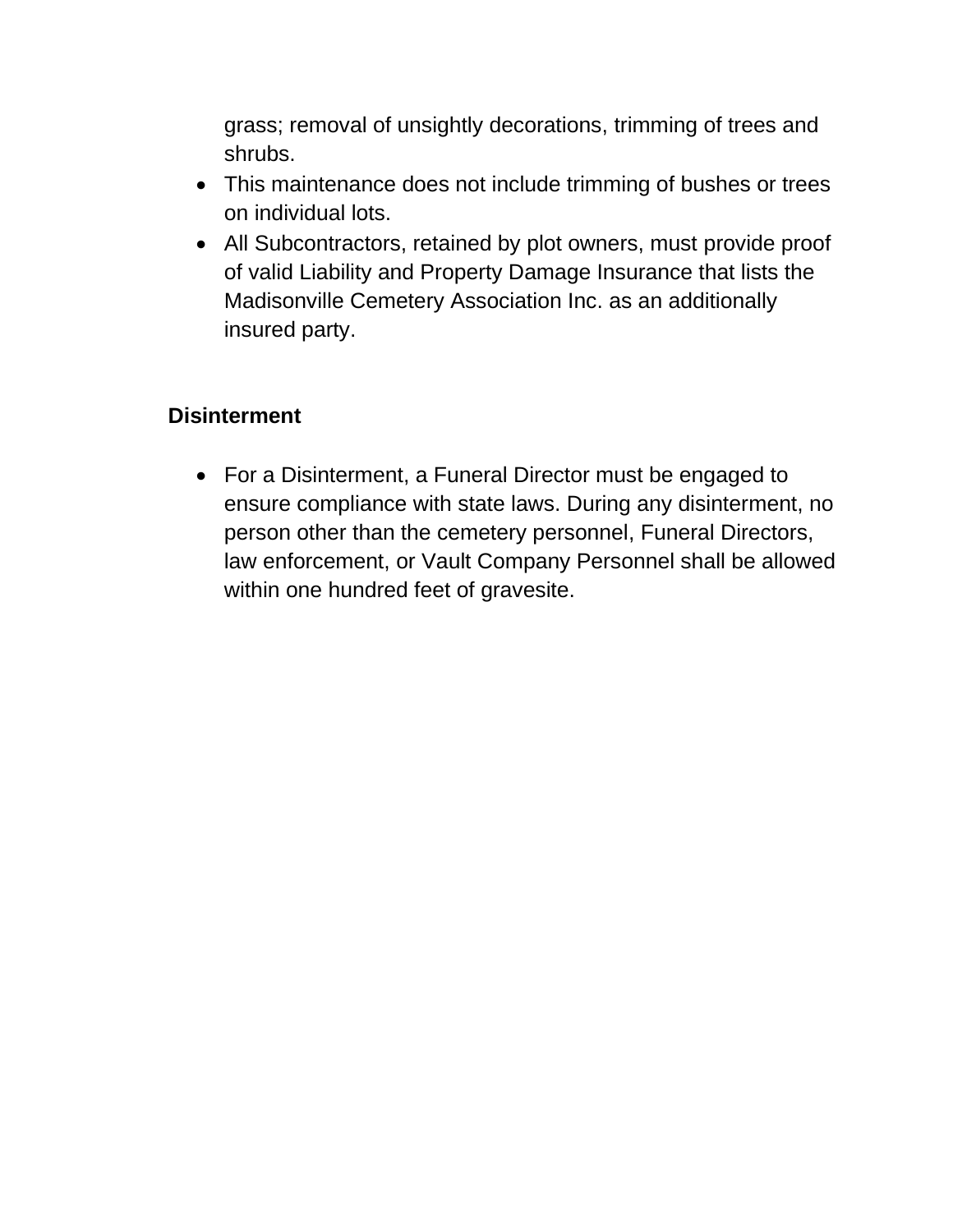grass; removal of unsightly decorations, trimming of trees and shrubs.

- This maintenance does not include trimming of bushes or trees on individual lots.
- All Subcontractors, retained by plot owners, must provide proof of valid Liability and Property Damage Insurance that lists the Madisonville Cemetery Association Inc. as an additionally insured party.

**Disinterment**

- For a Disinterment, a Funeral Director must be engaged to ensure compliance with state laws. During any disinterment, no person other than the cemetery personnel, Funeral Directors, law enforcement, or Vault Company Personnel shall be allowed within one hundred feet of gravesite.